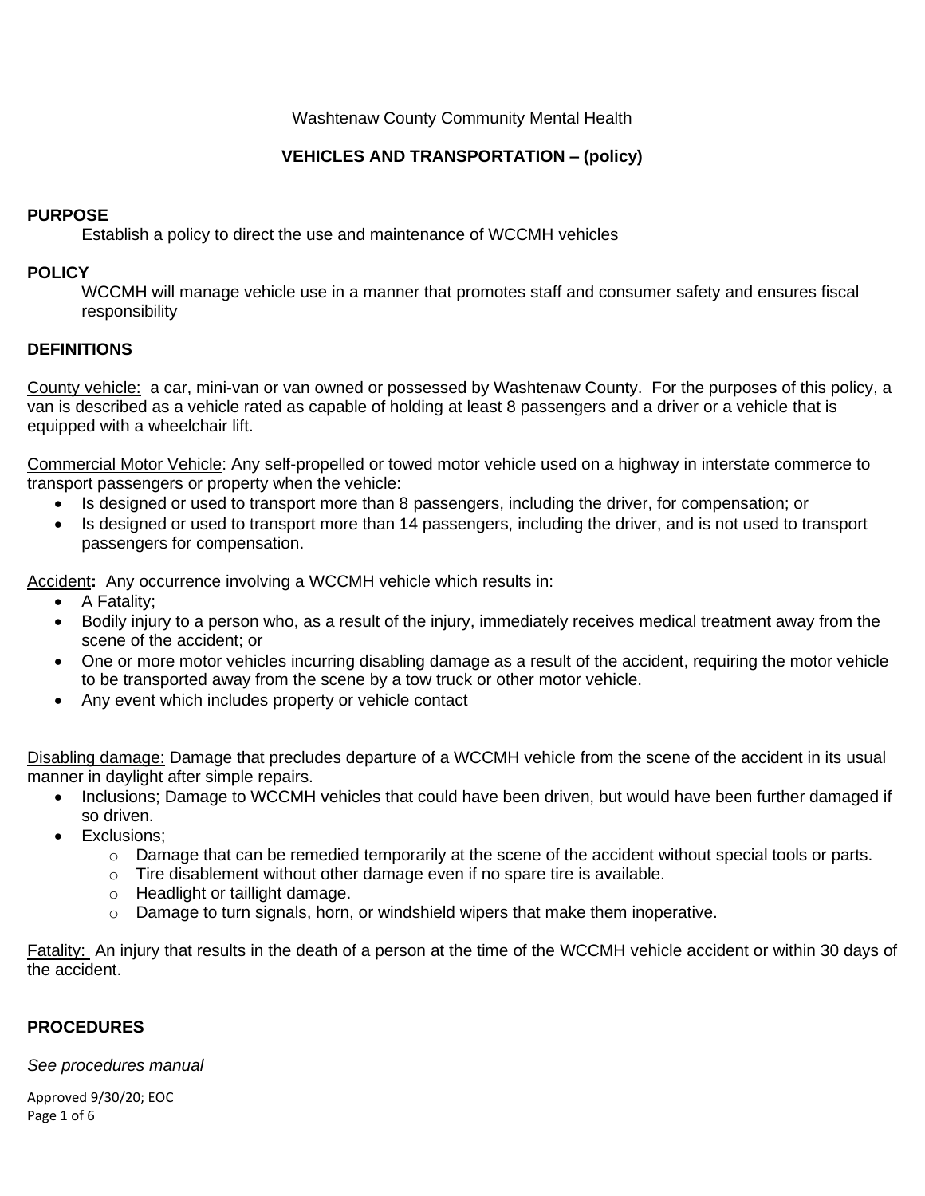Washtenaw County Community Mental Health

# VEHICLES AND TRANSPORTATION – (policy)

## PURPOSE

Establish a policy to direct the use and maintenance of WCCMH vehicles

## POLICY

WCCMH will manage vehicle use in a manner that promotes staff and consumer safety and ensures fiscal responsibility

## DEFINITIONS

<u>County vehicle:</u> a car, mini-van or van owned or possessed by Washtenaw County. For the purposes of this policy, a van is described as a vehicle rated as capable of holding at least 8 passengers and a driver or a vehicle that is equipped with a wheelchair lift.

<u>Commercial Motor Vehicle</u>: Any self-propelled or towed motor vehicle used on a highway in interstate commerce to transport passengers or property when the vehicle:

- Is designed or used to transport more than 8 passengers, including the driver, for compensation; or
- Is designed or used to transport more than 14 passengers, including the driver, and is not used to transport passengers for compensation.

<u>Accident</u>**:** Any occurrence involving a WCCMH vehicle which results in:

- A Fatality;
- Bodily injury to a person who, as a result of the injury, immediately receives medical treatment away from the scene of the accident; or
- One or more motor vehicles incurring disabling damage as a result of the accident, requiring the motor vehicle to be transported away from the scene by a tow truck or other motor vehicle.
- Any event which includes property or vehicle contact

<u>Disabling damage:</u> Damage that precludes departure of a WCCMH vehicle from the scene of the accident in its usual manner in daylight after simple repairs.

- Inclusions; Damage to WCCMH vehicles that could have been driven, but would have been further damaged if so driven.
- Exclusions;
    - Damage that can be remedied temporarily at the scene of the accident without special tools or parts.
    - Tire disablement without other damage even if no spare tire is available.
    - Headlight or taillight damage.
    - Damage to turn signals, horn, or windshield wipers that make them inoperative.

<u>Fatality:</u> An injury that results in the death of a person at the time of the WCCMH vehicle accident or within 30 days of the accident.

## PROCEDURES

*See procedures manual*

Approved 9/30/20; EOC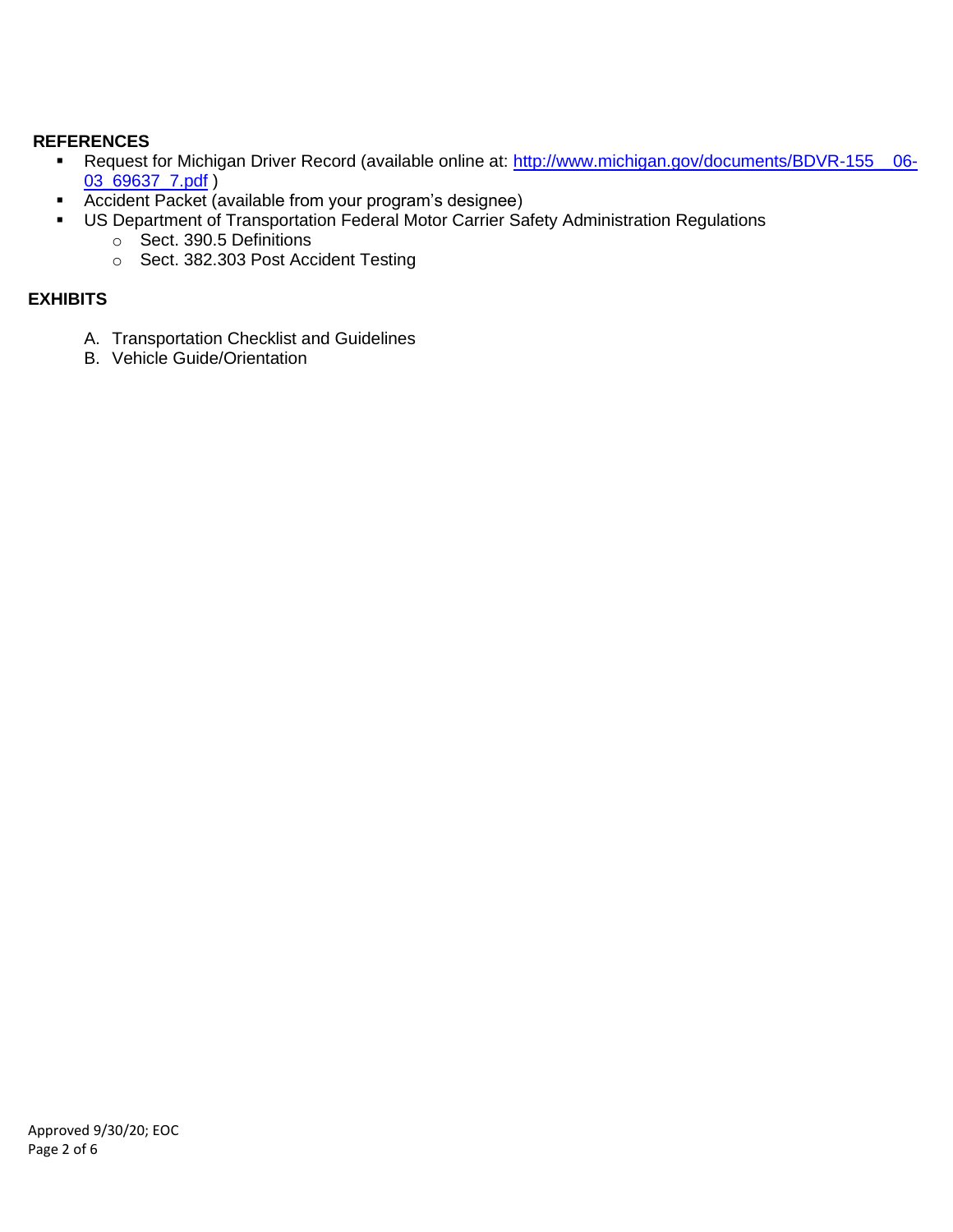**REFERENCES**

- Request for Michigan Driver Record (available online at: [http://www.michigan.gov/documents/BDVR-155__06-03_69637_7.pdf](http://www.michigan.gov/documents/BDVR-155__06-03_69637_7.pdf) )
- Accident Packet (available from your program's designee)
- US Department of Transportation Federal Motor Carrier Safety Administration Regulations
  - Sect. 390.5 Definitions
  - Sect. 382.303 Post Accident Testing

**EXHIBITS**

A. Transportation Checklist and Guidelines
B. Vehicle Guide/Orientation

Approved 9/30/20; EOC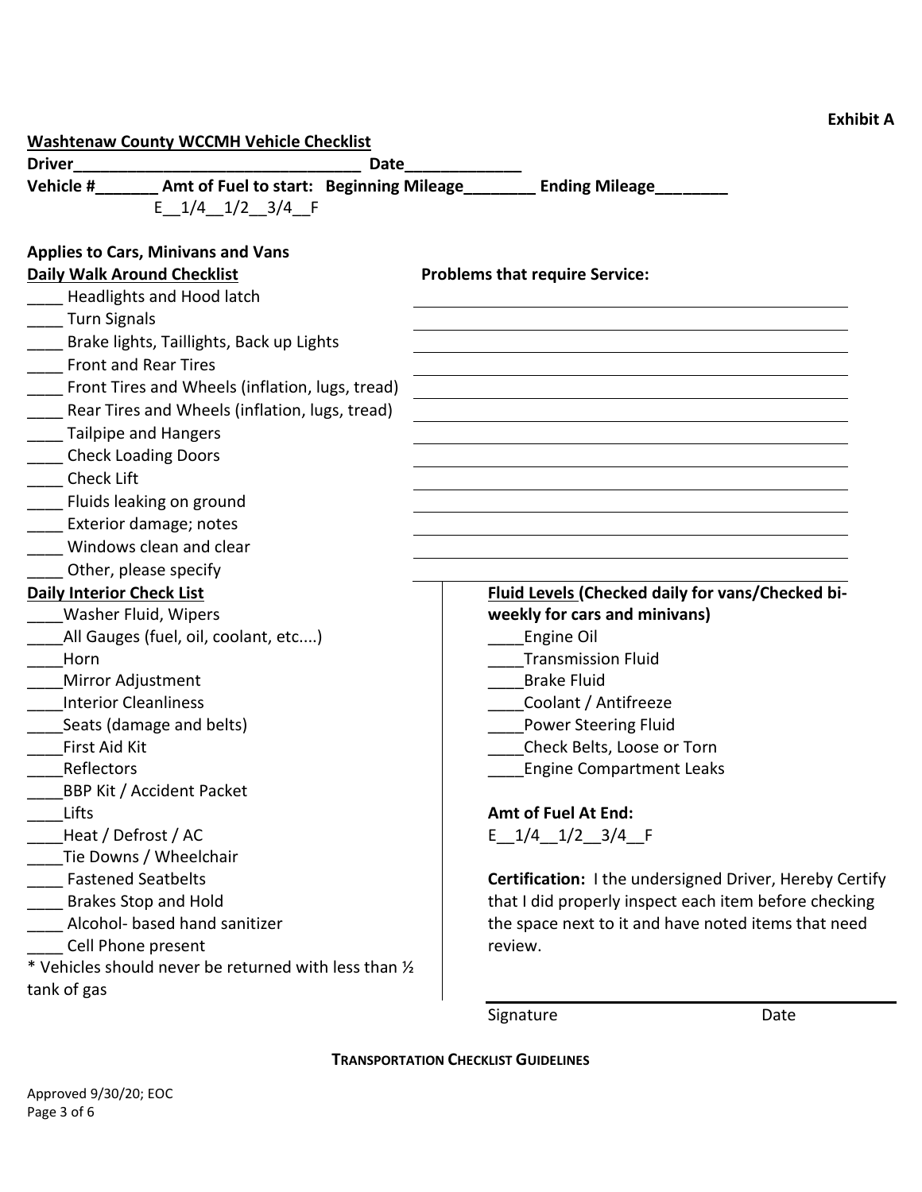**Exhibit A**

**Washtenaw County WCCMH Vehicle Checklist**

**Driver**_________________________________ **Date**____________

**Vehicle #**_______ **Amt of Fuel to start:** E__1/4__1/2__3/4__F **Beginning Mileage**________ **Ending Mileage**________

**Applies to Cars, Minivans and Vans**

**Daily Walk Around Checklist**

____ Headlights and Hood latch
____ Turn Signals
____ Brake lights, Taillights, Back up Lights
____ Front and Rear Tires
____ Front Tires and Wheels (inflation, lugs, tread)
____ Rear Tires and Wheels (inflation, lugs, tread)
____ Tailpipe and Hangers
____ Check Loading Doors
____ Check Lift
____ Fluids leaking on ground
____ Exterior damage; notes
____ Windows clean and clear
____ Other, please specify

**Problems that require Service:**

______________________________________________
______________________________________________
______________________________________________
______________________________________________
______________________________________________
______________________________________________
______________________________________________
______________________________________________
______________________________________________
______________________________________________
______________________________________________
______________________________________________
______________________________________________

**Daily Interior Check List**

____Washer Fluid, Wipers
____All Gauges (fuel, oil, coolant, etc....)
____Horn
____Mirror Adjustment
____Interior Cleanliness
____Seats (damage and belts)
____First Aid Kit
____Reflectors
____BBP Kit / Accident Packet
____Lifts
____Heat / Defrost / AC
____Tie Downs / Wheelchair
____ Fastened Seatbelts
____ Brakes Stop and Hold
____ Alcohol- based hand sanitizer
____ Cell Phone present

* Vehicles should never be returned with less than ½ tank of gas

**Fluid Levels (Checked daily for vans/Checked bi-weekly for cars and minivans)**

____Engine Oil
____Transmission Fluid
____Brake Fluid
____Coolant / Antifreeze
____Power Steering Fluid
____Check Belts, Loose or Torn
____Engine Compartment Leaks

**Amt of Fuel At End:**
E__1/4__1/2__3/4__F

**Certification:** I the undersigned Driver, Hereby Certify that I did properly inspect each item before checking the space next to it and have noted items that need review.

_______________________________________________
Signature                                        Date

**TRANSPORTATION CHECKLIST GUIDELINES**

Approved 9/30/20; EOC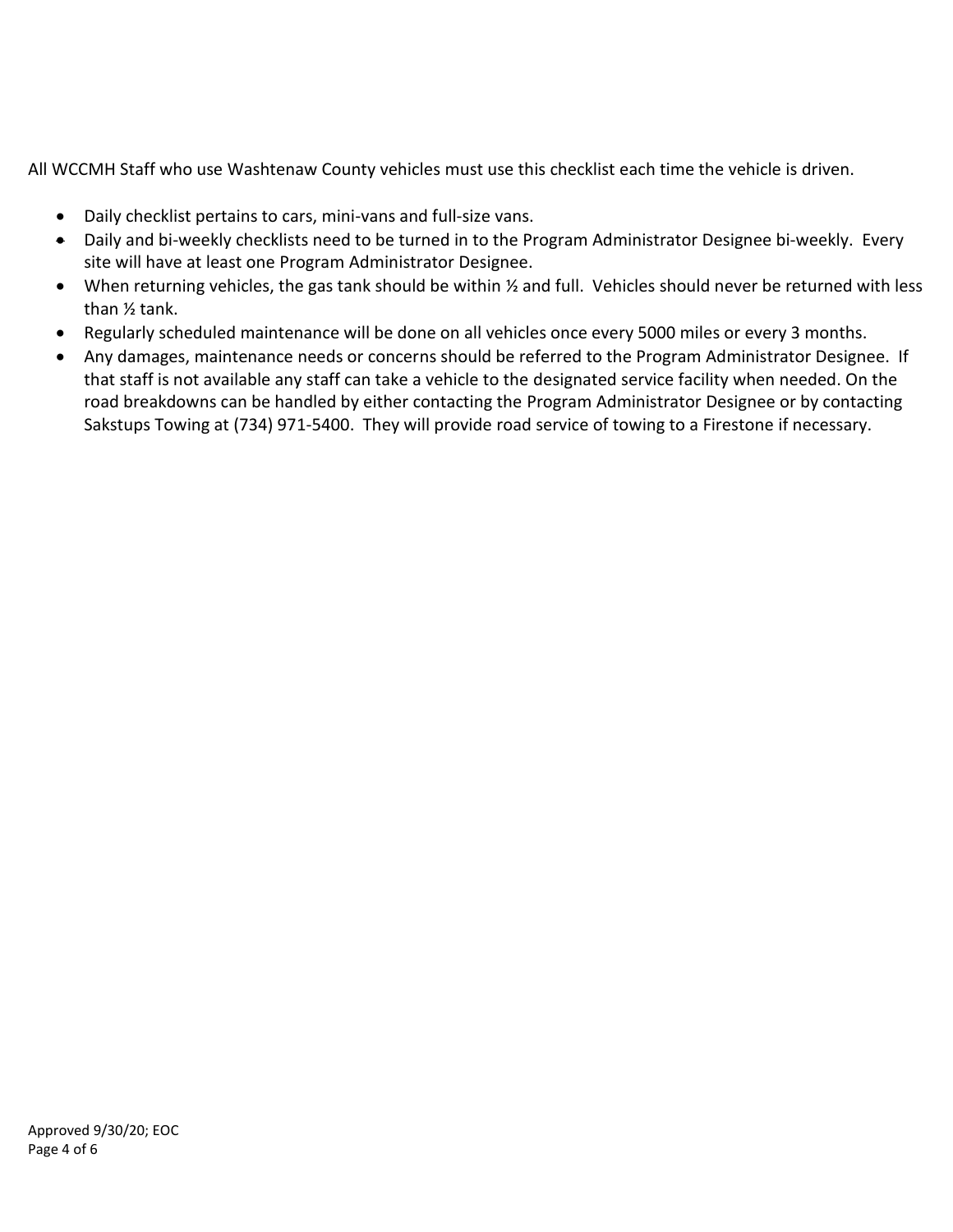All WCCMH Staff who use Washtenaw County vehicles must use this checklist each time the vehicle is driven.

- Daily checklist pertains to cars, mini-vans and full-size vans.
- Daily and bi-weekly checklists need to be turned in to the Program Administrator Designee bi-weekly. Every site will have at least one Program Administrator Designee.
- When returning vehicles, the gas tank should be within ½ and full. Vehicles should never be returned with less than ½ tank.
- Regularly scheduled maintenance will be done on all vehicles once every 5000 miles or every 3 months.
- Any damages, maintenance needs or concerns should be referred to the Program Administrator Designee. If that staff is not available any staff can take a vehicle to the designated service facility when needed. On the road breakdowns can be handled by either contacting the Program Administrator Designee or by contacting Sakstups Towing at (734) 971-5400. They will provide road service of towing to a Firestone if necessary.

Approved 9/30/20; EOC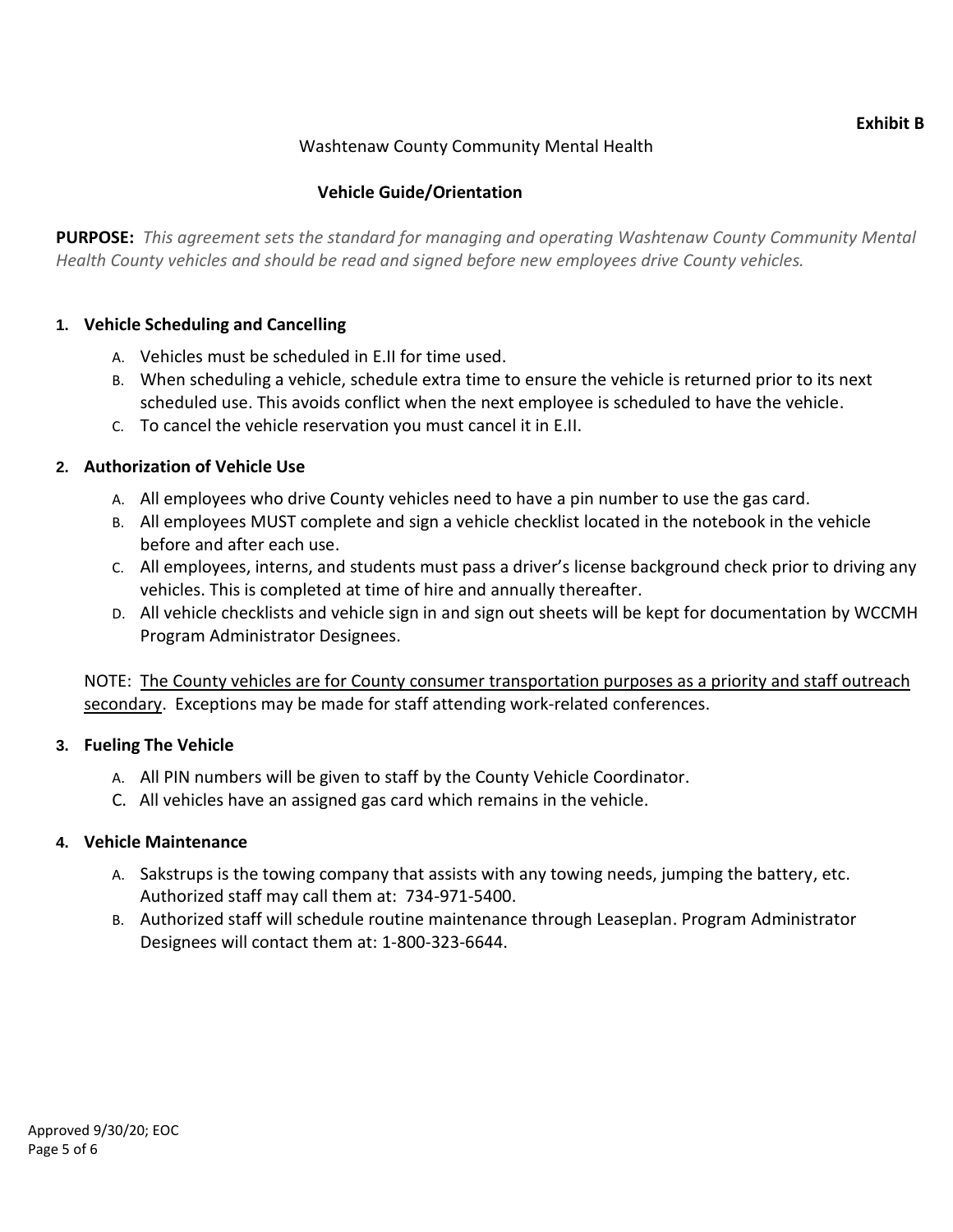**Exhibit B**

Washtenaw County Community Mental Health

# Vehicle Guide/Orientation

**PURPOSE:** *This agreement sets the standard for managing and operating Washtenaw County Community Mental Health County vehicles and should be read and signed before new employees drive County vehicles.*

## 1. Vehicle Scheduling and Cancelling

A. Vehicles must be scheduled in E.II for time used.

B. When scheduling a vehicle, schedule extra time to ensure the vehicle is returned prior to its next scheduled use. This avoids conflict when the next employee is scheduled to have the vehicle.

C. To cancel the vehicle reservation you must cancel it in E.II.

## 2. Authorization of Vehicle Use

A. All employees who drive County vehicles need to have a pin number to use the gas card.

B. All employees MUST complete and sign a vehicle checklist located in the notebook in the vehicle before and after each use.

C. All employees, interns, and students must pass a driver's license background check prior to driving any vehicles. This is completed at time of hire and annually thereafter.

D. All vehicle checklists and vehicle sign in and sign out sheets will be kept for documentation by WCCMH Program Administrator Designees.

NOTE: <u>The County vehicles are for County consumer transportation purposes as a priority and staff outreach secondary</u>. Exceptions may be made for staff attending work-related conferences.

## 3. Fueling The Vehicle

A. All PIN numbers will be given to staff by the County Vehicle Coordinator.

C. All vehicles have an assigned gas card which remains in the vehicle.

## 4. Vehicle Maintenance

A. Sakstrups is the towing company that assists with any towing needs, jumping the battery, etc. Authorized staff may call them at: 734-971-5400.

B. Authorized staff will schedule routine maintenance through Leaseplan. Program Administrator Designees will contact them at: 1-800-323-6644.

Approved 9/30/20; EOC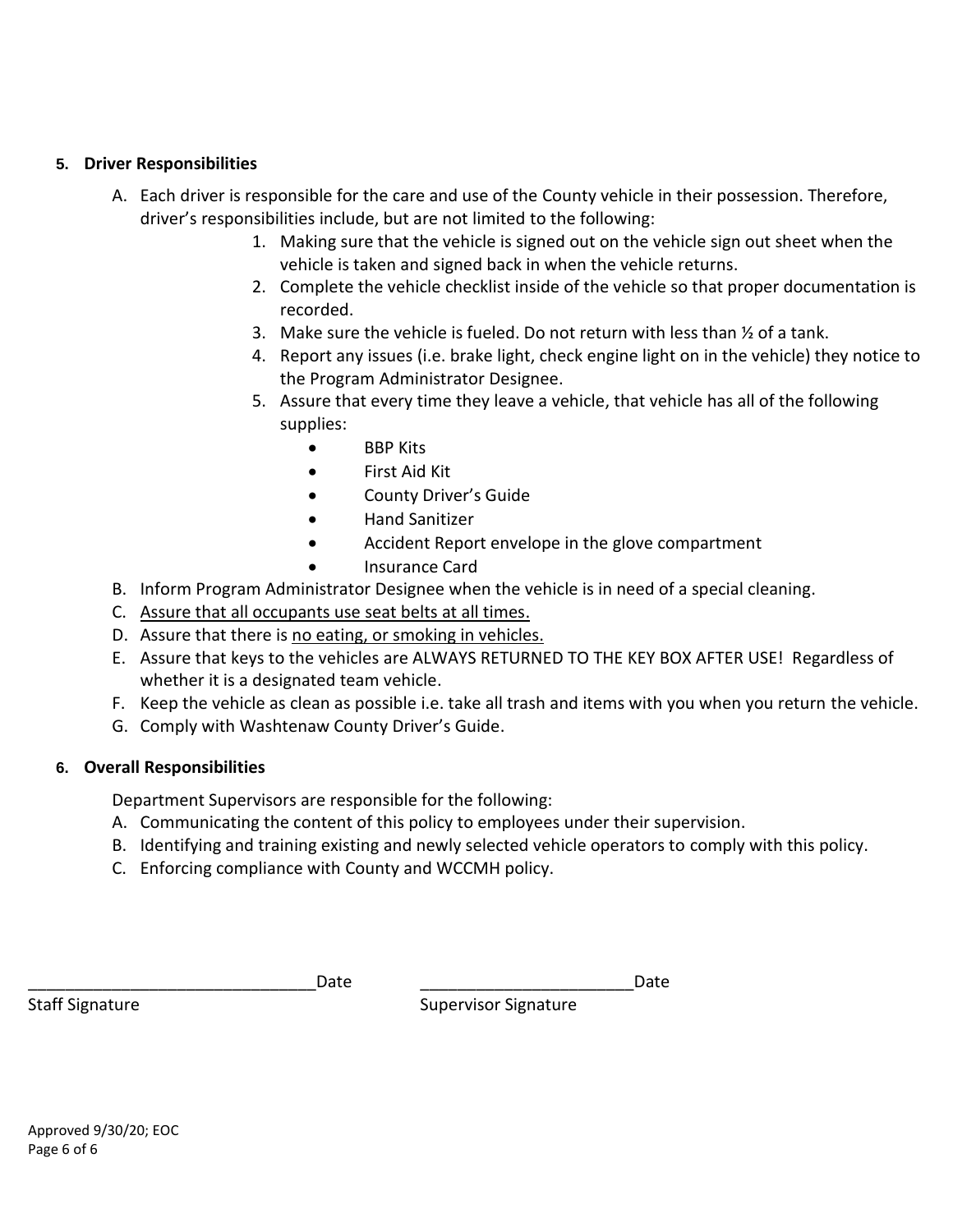## 5. Driver Responsibilities

A. Each driver is responsible for the care and use of the County vehicle in their possession. Therefore, driver's responsibilities include, but are not limited to the following:

1. Making sure that the vehicle is signed out on the vehicle sign out sheet when the vehicle is taken and signed back in when the vehicle returns.
2. Complete the vehicle checklist inside of the vehicle so that proper documentation is recorded.
3. Make sure the vehicle is fueled. Do not return with less than ½ of a tank.
4. Report any issues (i.e. brake light, check engine light on in the vehicle) they notice to the Program Administrator Designee.
5. Assure that every time they leave a vehicle, that vehicle has all of the following supplies:
   - BBP Kits
   - First Aid Kit
   - County Driver's Guide
   - Hand Sanitizer
   - Accident Report envelope in the glove compartment
   - Insurance Card

B. Inform Program Administrator Designee when the vehicle is in need of a special cleaning.

C. <u>Assure that all occupants use seat belts at all times.</u>

D. Assure that there is <u>no eating, or smoking in vehicles.</u>

E. Assure that keys to the vehicles are ALWAYS RETURNED TO THE KEY BOX AFTER USE! Regardless of whether it is a designated team vehicle.

F. Keep the vehicle as clean as possible i.e. take all trash and items with you when you return the vehicle.

G. Comply with Washtenaw County Driver's Guide.

## 6. Overall Responsibilities

Department Supervisors are responsible for the following:

A. Communicating the content of this policy to employees under their supervision.

B. Identifying and training existing and newly selected vehicle operators to comply with this policy.

C. Enforcing compliance with County and WCCMH policy.

________________________________Date

Staff Signature

________________________Date

Supervisor Signature

Approved 9/30/20; EOC